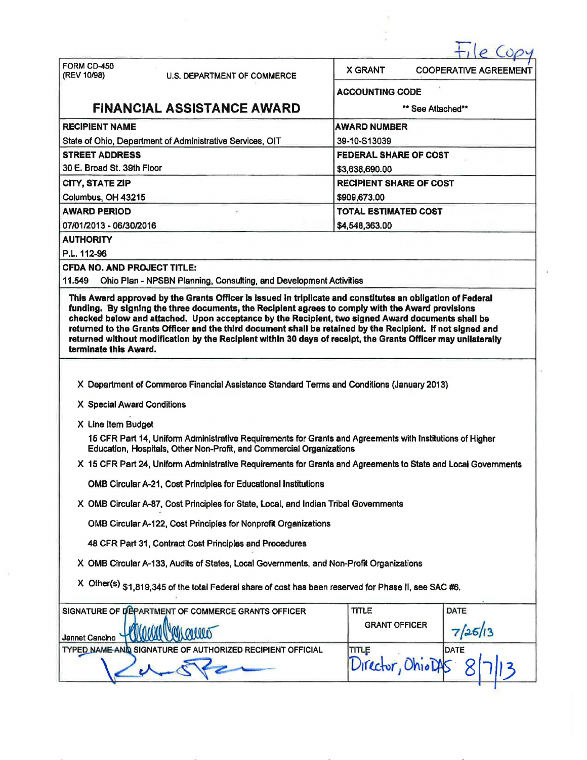File Copy

| FORM CD-450 (REV 10/98) U.S. DEPARTMENT OF COMMERCE | X GRANT COOPERATIVE AGREEMENT |
|---|---|
| **FINANCIAL ASSISTANCE AWARD** | **ACCOUNTING CODE** ** See Attached** |
| **RECIPIENT NAME** State of Ohio, Department of Administrative Services, OIT | **AWARD NUMBER** 39-10-S13039 |
| **STREET ADDRESS** 30 E. Broad St. 39th Floor | **FEDERAL SHARE OF COST** $3,638,690.00 |
| **CITY, STATE ZIP** Columbus, OH 43215 | **RECIPIENT SHARE OF COST** $909,673.00 |
| **AWARD PERIOD** 07/01/2013 - 06/30/2016 | **TOTAL ESTIMATED COST** $4,548,363.00 |

**AUTHORITY**

P.L. 112-96

**CFDA NO. AND PROJECT TITLE:**

11.549 Ohio Plan - NPSBN Planning, Consulting, and Development Activities

**This Award approved by the Grants Officer is issued in triplicate and constitutes an obligation of Federal funding. By signing the three documents, the Recipient agrees to comply with the Award provisions checked below and attached. Upon acceptance by the Recipient, two signed Award documents shall be returned to the Grants Officer and the third document shall be retained by the Recipient. If not signed and returned without modification by the Recipient within 30 days of receipt, the Grants Officer may unilaterally terminate this Award.**

X Department of Commerce Financial Assistance Standard Terms and Conditions (January 2013)

X Special Award Conditions

X Line Item Budget

15 CFR Part 14, Uniform Administrative Requirements for Grants and Agreements with Institutions of Higher Education, Hospitals, Other Non-Profit, and Commercial Organizations

X 15 CFR Part 24, Uniform Administrative Requirements for Grants and Agreements to State and Local Governments

OMB Circular A-21, Cost Principles for Educational Institutions

X OMB Circular A-87, Cost Principles for State, Local, and Indian Tribal Governments

OMB Circular A-122, Cost Principles for Nonprofit Organizations

48 CFR Part 31, Contract Cost Principles and Procedures

X OMB Circular A-133, Audits of States, Local Governments, and Non-Profit Organizations

X Other(s) $1,819,345 of the total Federal share of cost has been reserved for Phase II, see SAC #6.

| SIGNATURE OF DEPARTMENT OF COMMERCE GRANTS OFFICER | TITLE | DATE |
|---|---|---|
| Jannet Cancino [signature] | GRANT OFFICER | 7/25/13 |
| **TYPED NAME AND SIGNATURE OF AUTHORIZED RECIPIENT OFFICIAL** | **TITLE** | **DATE** |
| [signature] | Director, Ohio DAS | 8/7/13 |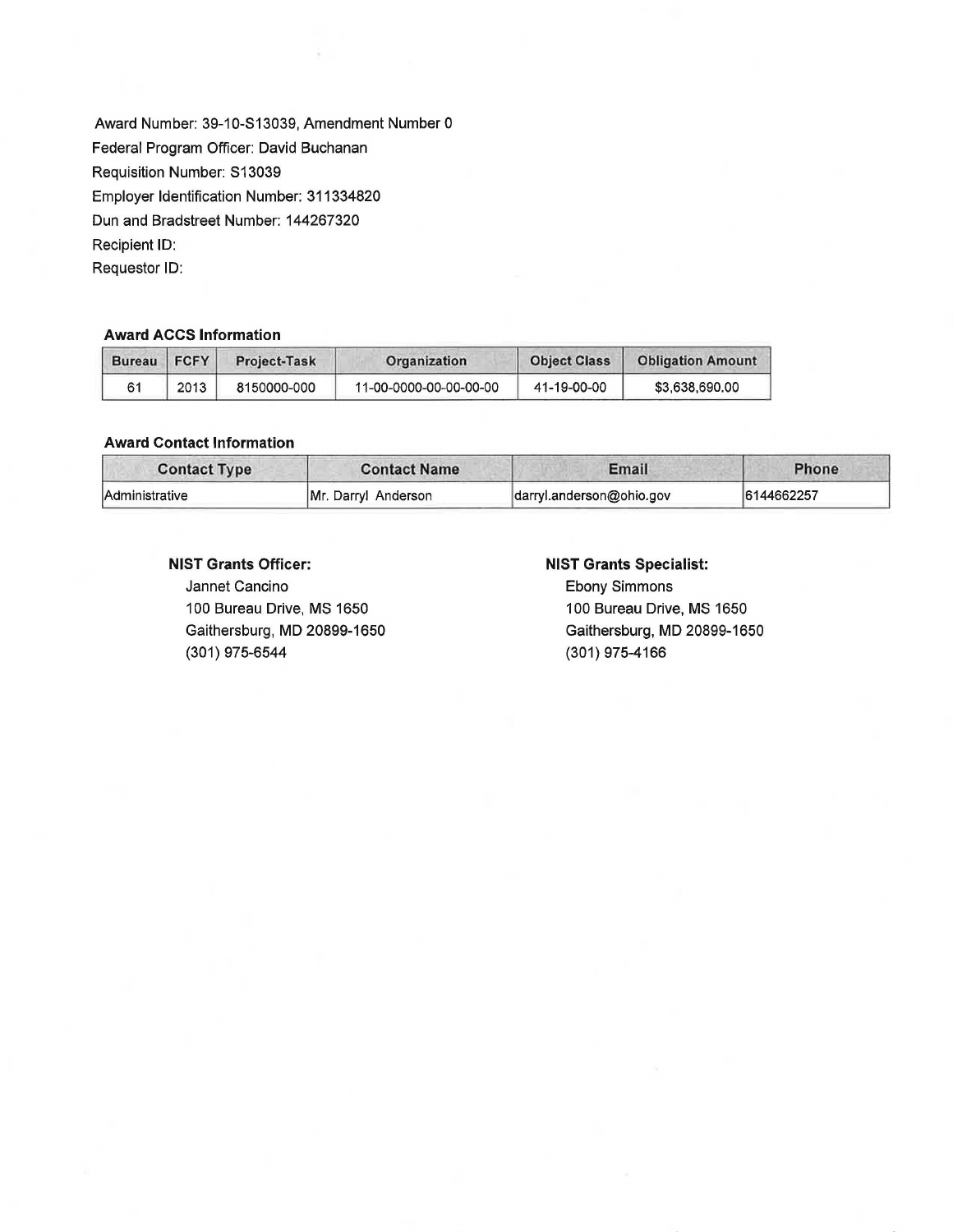Award Number: 39-10-S13039, Amendment Number 0
Federal Program Officer: David Buchanan
Requisition Number: S13039
Employer Identification Number: 311334820
Dun and Bradstreet Number: 144267320
Recipient ID:
Requestor ID:

**Award ACCS Information**

| Bureau | FCFY | Project-Task | Organization | Object Class | Obligation Amount |
|---|---|---|---|---|---|
| 61 | 2013 | 8150000-000 | 11-00-0000-00-00-00-00 | 41-19-00-00 | $3,638,690.00 |

**Award Contact Information**

| Contact Type | Contact Name | Email | Phone |
|---|---|---|---|
| Administrative | Mr. Darryl Anderson | darryl.anderson@ohio.gov | 6144662257 |

**NIST Grants Officer:**
Jannet Cancino
100 Bureau Drive, MS 1650
Gaithersburg, MD 20899-1650
(301) 975-6544

**NIST Grants Specialist:**
Ebony Simmons
100 Bureau Drive, MS 1650
Gaithersburg, MD 20899-1650
(301) 975-4166